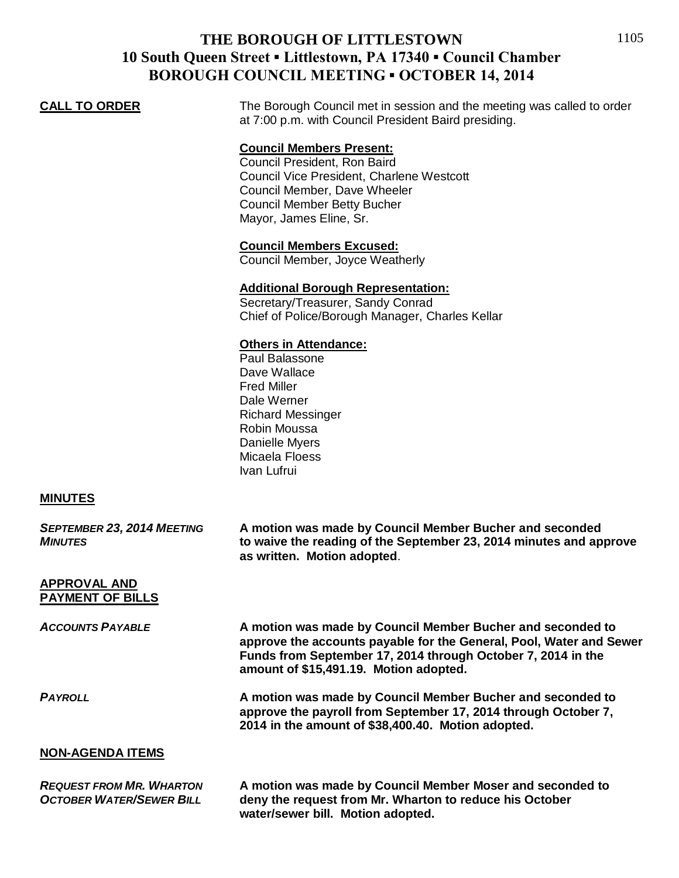# THE BOROUGH OF LITTLESTOWN
## 10 South Queen Street ▪ Littlestown, PA 17340 ▪ Council Chamber
## BOROUGH COUNCIL MEETING ▪ OCTOBER 14, 2014

**CALL TO ORDER**

The Borough Council met in session and the meeting was called to order at 7:00 p.m. with Council President Baird presiding.

**Council Members Present:**
Council President, Ron Baird
Council Vice President, Charlene Westcott
Council Member, Dave Wheeler
Council Member Betty Bucher
Mayor, James Eline, Sr.

**Council Members Excused:**
Council Member, Joyce Weatherly

**Additional Borough Representation:**
Secretary/Treasurer, Sandy Conrad
Chief of Police/Borough Manager, Charles Kellar

**Others in Attendance:**
Paul Balassone
Dave Wallace
Fred Miller
Dale Werner
Richard Messinger
Robin Moussa
Danielle Myers
Micaela Floess
Ivan Lufrui

**MINUTES**

***SEPTEMBER 23, 2014 MEETING MINUTES***

**A motion was made by Council Member Bucher and seconded to waive the reading of the September 23, 2014 minutes and approve as written. Motion adopted**.

**APPROVAL AND PAYMENT OF BILLS**

***ACCOUNTS PAYABLE***

**A motion was made by Council Member Bucher and seconded to approve the accounts payable for the General, Pool, Water and Sewer Funds from September 17, 2014 through October 7, 2014 in the amount of $15,491.19. Motion adopted.**

***PAYROLL***

**A motion was made by Council Member Bucher and seconded to approve the payroll from September 17, 2014 through October 7, 2014 in the amount of $38,400.40. Motion adopted.**

**NON-AGENDA ITEMS**

***REQUEST FROM MR. WHARTON OCTOBER WATER/SEWER BILL***

**A motion was made by Council Member Moser and seconded to deny the request from Mr. Wharton to reduce his October water/sewer bill. Motion adopted.**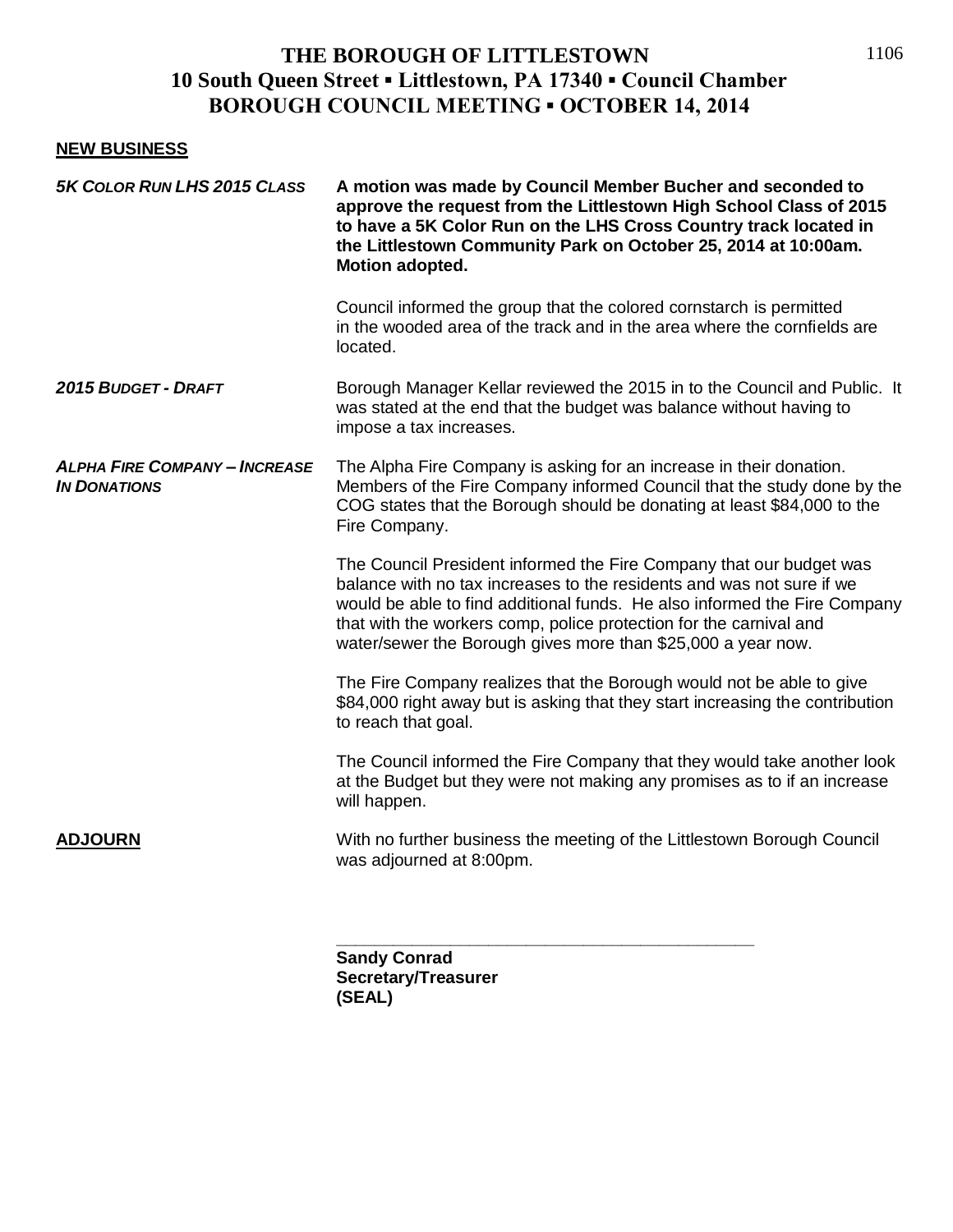# THE BOROUGH OF LITTLESTOWN
## 10 South Queen Street ▪ Littlestown, PA 17340 ▪ Council Chamber
## BOROUGH COUNCIL MEETING ▪ OCTOBER 14, 2014

**NEW BUSINESS**

***5K COLOR RUN LHS 2015 CLASS***

**A motion was made by Council Member Bucher and seconded to approve the request from the Littlestown High School Class of 2015 to have a 5K Color Run on the LHS Cross Country track located in the Littlestown Community Park on October 25, 2014 at 10:00am. Motion adopted.**

Council informed the group that the colored cornstarch is permitted in the wooded area of the track and in the area where the cornfields are located.

***2015 BUDGET - DRAFT***

Borough Manager Kellar reviewed the 2015 in to the Council and Public. It was stated at the end that the budget was balance without having to impose a tax increases.

***ALPHA FIRE COMPANY – INCREASE IN DONATIONS***

The Alpha Fire Company is asking for an increase in their donation. Members of the Fire Company informed Council that the study done by the COG states that the Borough should be donating at least $84,000 to the Fire Company.

The Council President informed the Fire Company that our budget was balance with no tax increases to the residents and was not sure if we would be able to find additional funds. He also informed the Fire Company that with the workers comp, police protection for the carnival and water/sewer the Borough gives more than $25,000 a year now.

The Fire Company realizes that the Borough would not be able to give $84,000 right away but is asking that they start increasing the contribution to reach that goal.

The Council informed the Fire Company that they would take another look at the Budget but they were not making any promises as to if an increase will happen.

**ADJOURN**

With no further business the meeting of the Littlestown Borough Council was adjourned at 8:00pm.

\_\_\_\_\_\_\_\_\_\_\_\_\_\_\_\_\_\_\_\_\_\_\_\_\_\_\_\_\_\_\_\_\_\_\_\_\_\_\_\_\_

**Sandy Conrad**
**Secretary/Treasurer**
**(SEAL)**